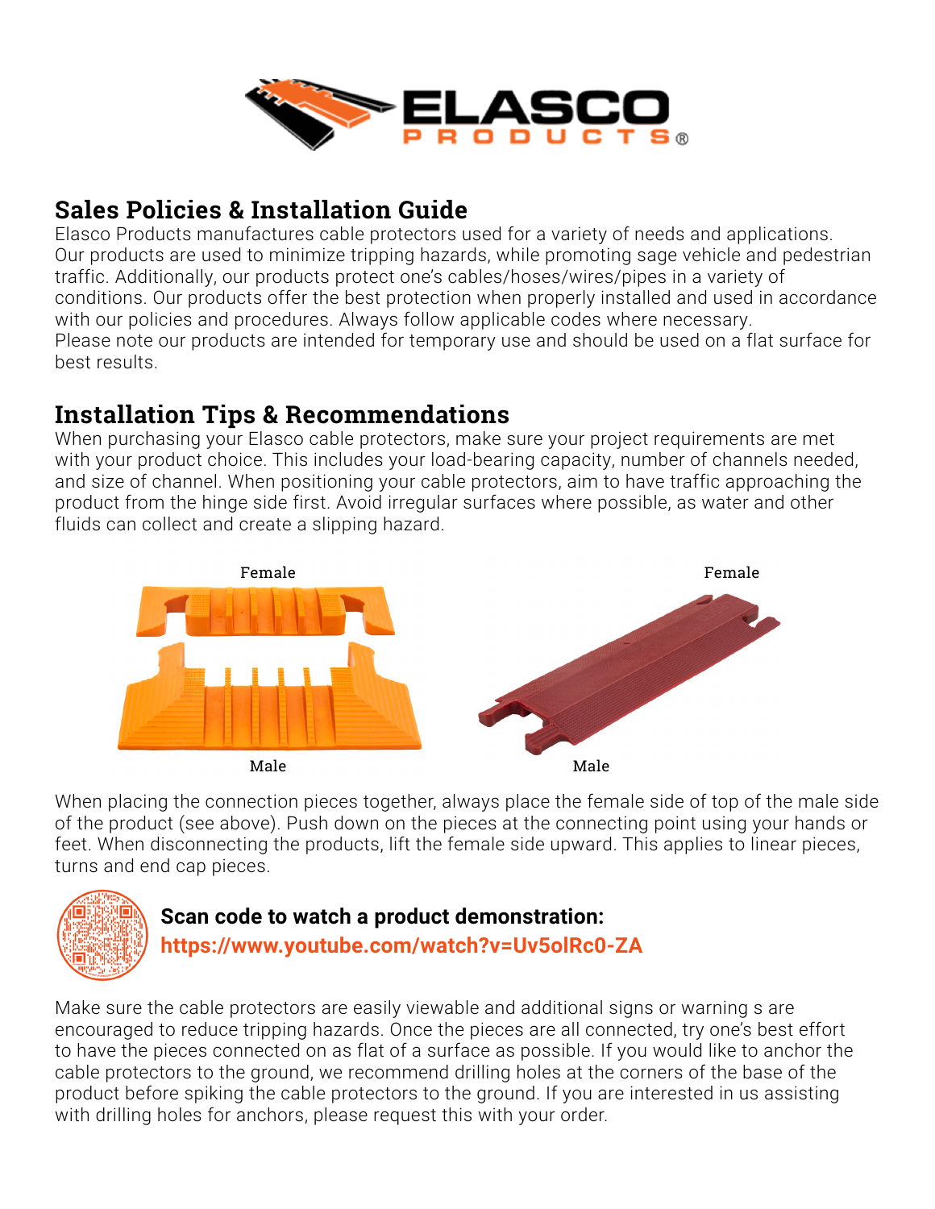## Sales Policies & Installation Guide

Elasco Products manufactures cable protectors used for a variety of needs and applications. Our products are used to minimize tripping hazards, while promoting sage vehicle and pedestrian traffic. Additionally, our products protect one's cables/hoses/wires/pipes in a variety of conditions. Our products offer the best protection when properly installed and used in accordance with our policies and procedures. Always follow applicable codes where necessary.
Please note our products are intended for temporary use and should be used on a flat surface for best results.

## Installation Tips & Recommendations

When purchasing your Elasco cable protectors, make sure your project requirements are met with your product choice. This includes your load-bearing capacity, number of channels needed, and size of channel. When positioning your cable protectors, aim to have traffic approaching the product from the hinge side first. Avoid irregular surfaces where possible, as water and other fluids can collect and create a slipping hazard.

Female

Male

Female

Male

When placing the connection pieces together, always place the female side of top of the male side of the product (see above). Push down on the pieces at the connecting point using your hands or feet. When disconnecting the products, lift the female side upward. This applies to linear pieces, turns and end cap pieces.

**Scan code to watch a product demonstration:**
**https://www.youtube.com/watch?v=Uv5olRc0-ZA**

Make sure the cable protectors are easily viewable and additional signs or warning s are encouraged to reduce tripping hazards. Once the pieces are all connected, try one's best effort to have the pieces connected on as flat of a surface as possible. If you would like to anchor the cable protectors to the ground, we recommend drilling holes at the corners of the base of the product before spiking the cable protectors to the ground. If you are interested in us assisting with drilling holes for anchors, please request this with your order.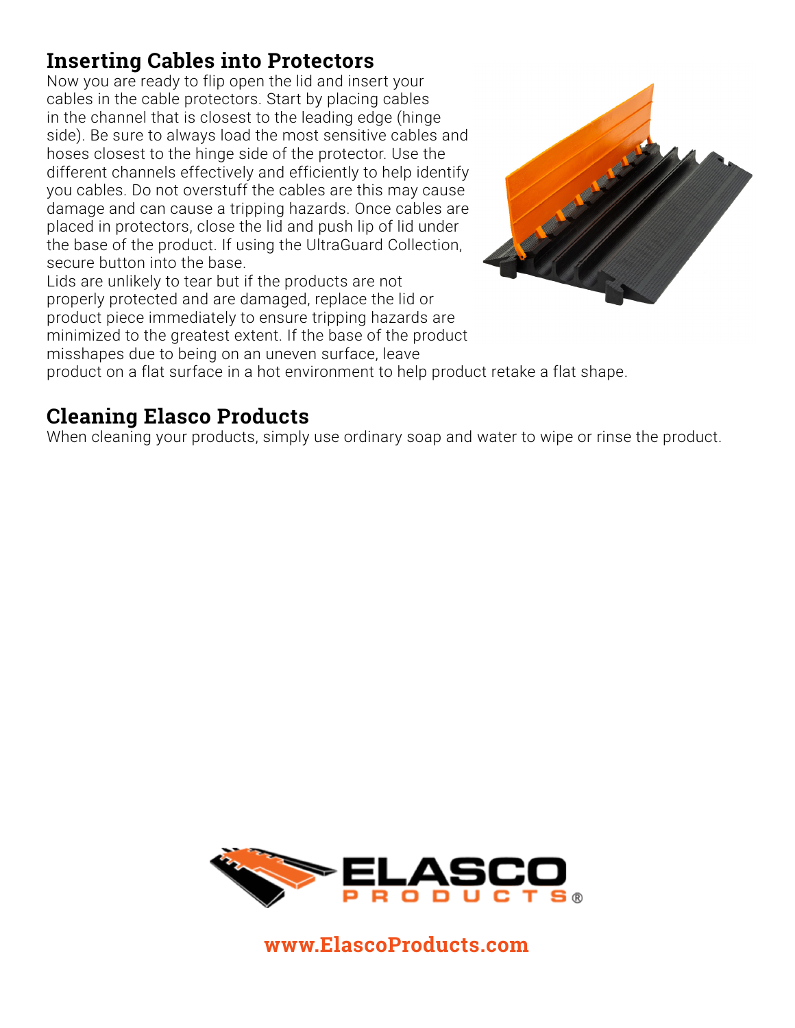## Inserting Cables into Protectors

Now you are ready to flip open the lid and insert your cables in the cable protectors. Start by placing cables in the channel that is closest to the leading edge (hinge side). Be sure to always load the most sensitive cables and hoses closest to the hinge side of the protector. Use the different channels effectively and efficiently to help identify you cables. Do not overstuff the cables are this may cause damage and can cause a tripping hazards. Once cables are placed in protectors, close the lid and push lip of lid under the base of the product. If using the UltraGuard Collection, secure button into the base.

Lids are unlikely to tear but if the products are not properly protected and are damaged, replace the lid or product piece immediately to ensure tripping hazards are minimized to the greatest extent. If the base of the product misshapes due to being on an uneven surface, leave product on a flat surface in a hot environment to help product retake a flat shape.

## Cleaning Elasco Products

When cleaning your products, simply use ordinary soap and water to wipe or rinse the product.

ELASCO PRODUCTS®

www.ElascoProducts.com